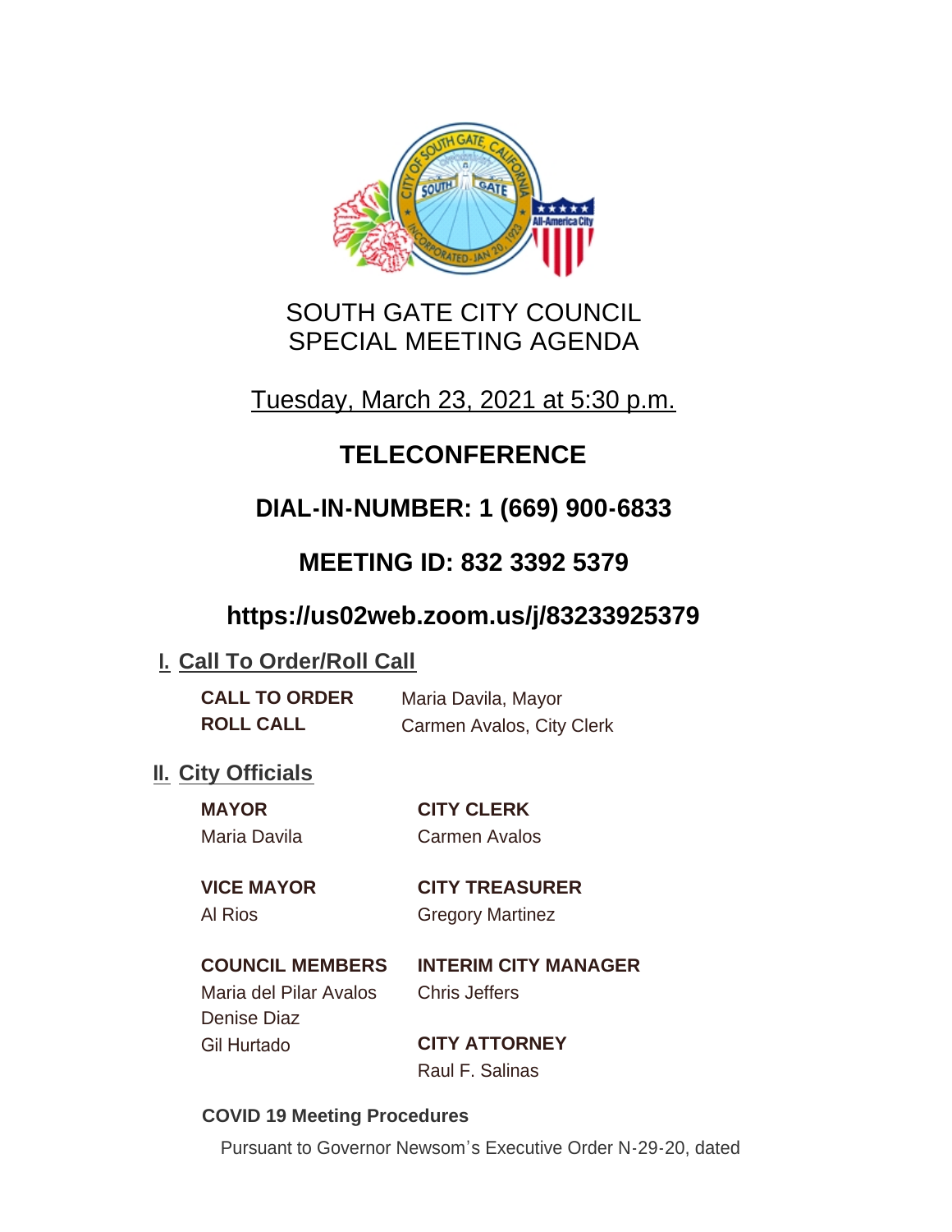# SOUTH GATE CITY COUNCIL
# SPECIAL MEETING AGENDA

Tuesday, March 23, 2021 at 5:30 p.m.

## TELECONFERENCE

## DIAL-IN-NUMBER: 1 (669) 900-6833

## MEETING ID: 832 3392 5379

## https://us02web.zoom.us/j/83233925379

## I. Call To Order/Roll Call

**CALL TO ORDER** Maria Davila, Mayor

**ROLL CALL** Carmen Avalos, City Clerk

## II. City Officials

**MAYOR**
Maria Davila

**VICE MAYOR**
Al Rios

**COUNCIL MEMBERS**
Maria del Pilar Avalos
Denise Diaz
Gil Hurtado

**CITY CLERK**
Carmen Avalos

**CITY TREASURER**
Gregory Martinez

**INTERIM CITY MANAGER**
Chris Jeffers

**CITY ATTORNEY**
Raul F. Salinas

**COVID 19 Meeting Procedures**

Pursuant to Governor Newsom's Executive Order N-29-20, dated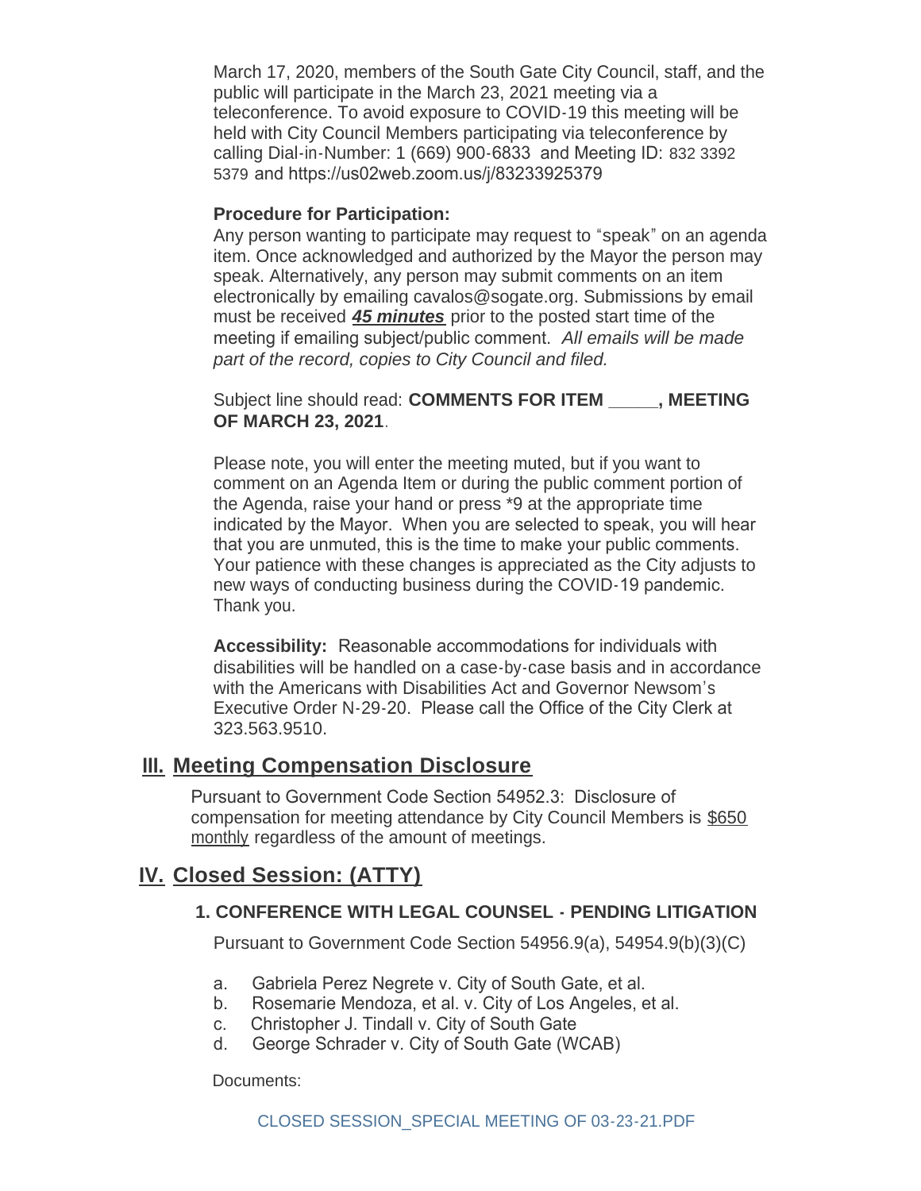March 17, 2020, members of the South Gate City Council, staff, and the public will participate in the March 23, 2021 meeting via a teleconference. To avoid exposure to COVID-19 this meeting will be held with City Council Members participating via teleconference by calling Dial-in-Number: 1 (669) 900-6833 and Meeting ID: 832 3392 5379 and https://us02web.zoom.us/j/83233925379

**Procedure for Participation:**

Any person wanting to participate may request to "speak" on an agenda item. Once acknowledged and authorized by the Mayor the person may speak. Alternatively, any person may submit comments on an item electronically by emailing cavalos@sogate.org. Submissions by email must be received ***45 minutes*** prior to the posted start time of the meeting if emailing subject/public comment. *All emails will be made part of the record, copies to City Council and filed.*

Subject line should read: **COMMENTS FOR ITEM _____, MEETING OF MARCH 23, 2021**.

Please note, you will enter the meeting muted, but if you want to comment on an Agenda Item or during the public comment portion of the Agenda, raise your hand or press *9 at the appropriate time indicated by the Mayor. When you are selected to speak, you will hear that you are unmuted, this is the time to make your public comments. Your patience with these changes is appreciated as the City adjusts to new ways of conducting business during the COVID-19 pandemic. Thank you.

**Accessibility:** Reasonable accommodations for individuals with disabilities will be handled on a case-by-case basis and in accordance with the Americans with Disabilities Act and Governor Newsom's Executive Order N-29-20. Please call the Office of the City Clerk at 323.563.9510.

## III. Meeting Compensation Disclosure

Pursuant to Government Code Section 54952.3: Disclosure of compensation for meeting attendance by City Council Members is $650 monthly regardless of the amount of meetings.

## IV. Closed Session: (ATTY)

### 1. CONFERENCE WITH LEGAL COUNSEL - PENDING LITIGATION

Pursuant to Government Code Section 54956.9(a), 54954.9(b)(3)(C)

a. Gabriela Perez Negrete v. City of South Gate, et al.
b. Rosemarie Mendoza, et al. v. City of Los Angeles, et al.
c. Christopher J. Tindall v. City of South Gate
d. George Schrader v. City of South Gate (WCAB)

Documents:

CLOSED SESSION_SPECIAL MEETING OF 03-23-21.PDF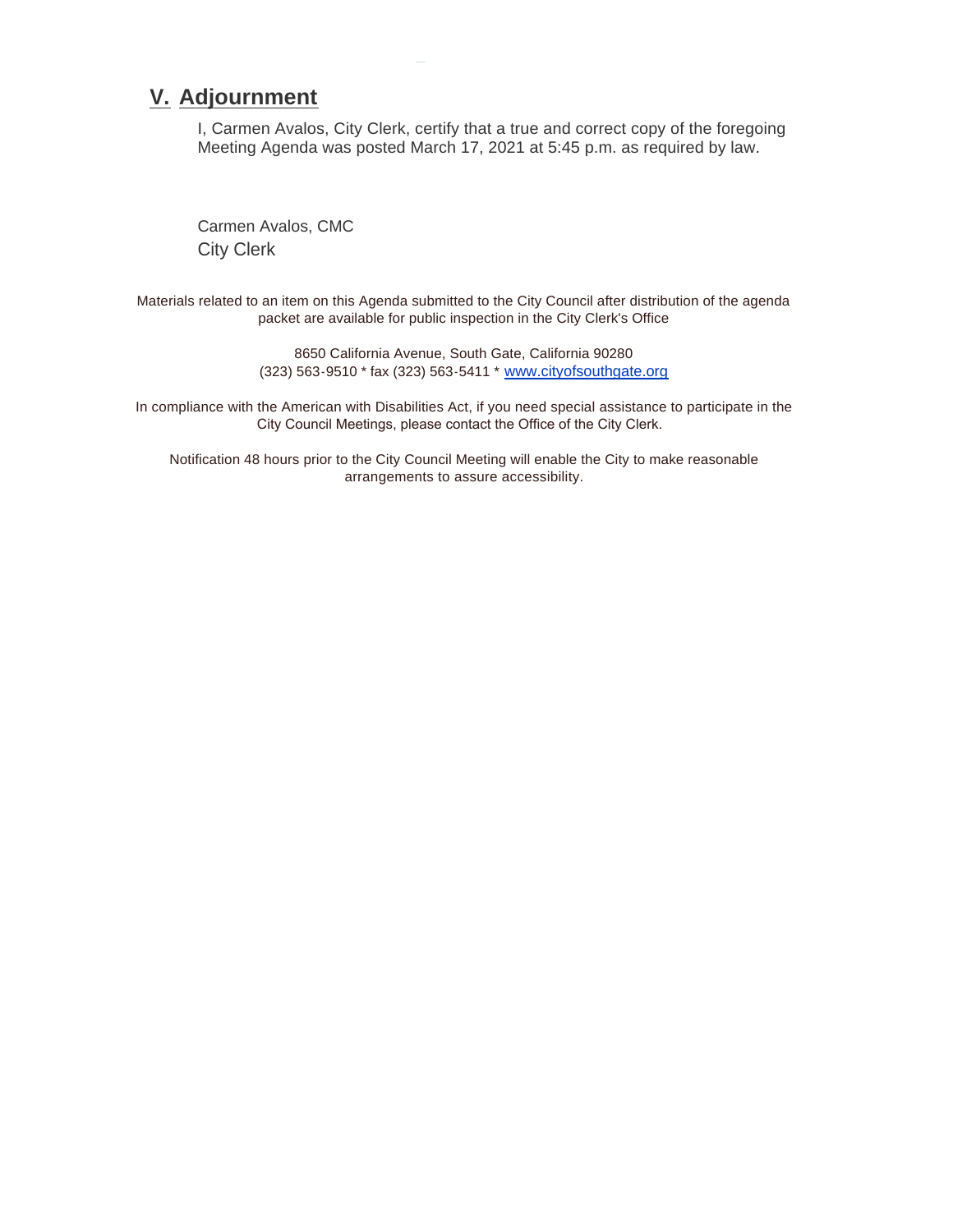## V. Adjournment

I, Carmen Avalos, City Clerk, certify that a true and correct copy of the foregoing Meeting Agenda was posted March 17, 2021 at 5:45 p.m. as required by law.

Carmen Avalos, CMC
City Clerk

Materials related to an item on this Agenda submitted to the City Council after distribution of the agenda packet are available for public inspection in the City Clerk's Office

8650 California Avenue, South Gate, California 90280
(323) 563-9510 * fax (323) 563-5411 * www.cityofsouthgate.org

In compliance with the American with Disabilities Act, if you need special assistance to participate in the City Council Meetings, please contact the Office of the City Clerk.

Notification 48 hours prior to the City Council Meeting will enable the City to make reasonable arrangements to assure accessibility.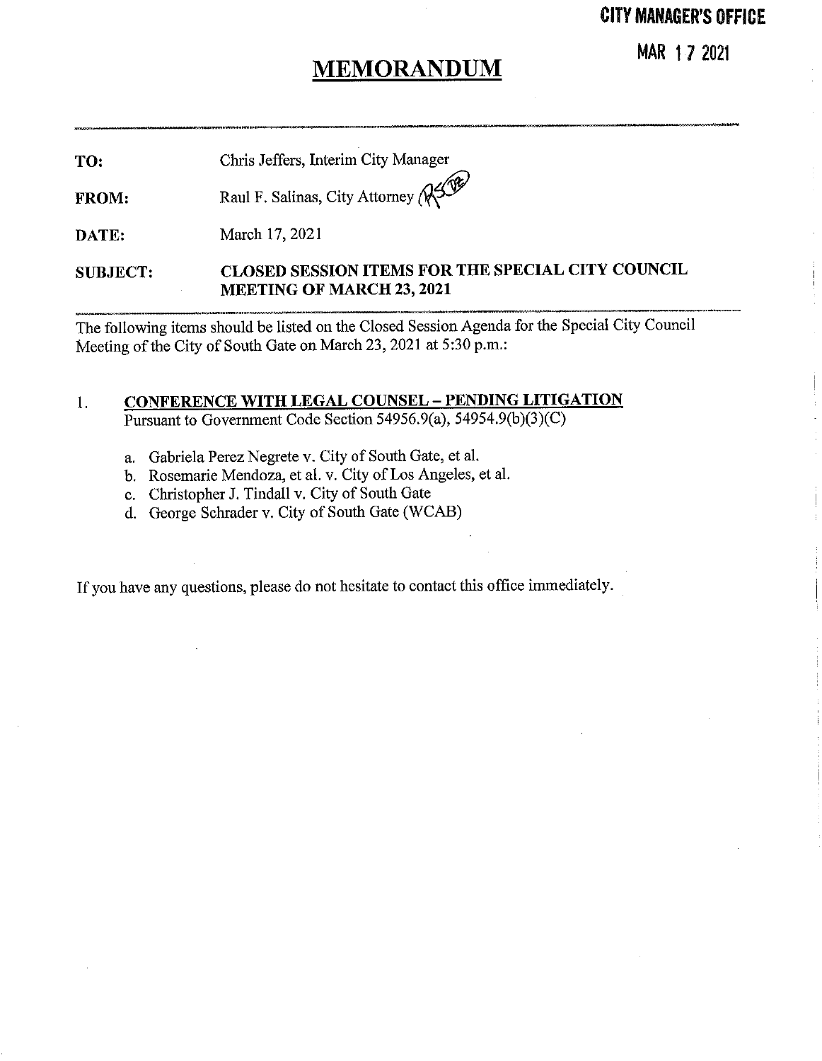**CITY MANAGER'S OFFICE**

MAR 17 2021

# MEMORANDUM

**TO:** Chris Jeffers, Interim City Manager

**FROM:** Raul F. Salinas, City Attorney

**DATE:** March 17, 2021

**SUBJECT:** **CLOSED SESSION ITEMS FOR THE SPECIAL CITY COUNCIL MEETING OF MARCH 23, 2021**

The following items should be listed on the Closed Session Agenda for the Special City Council Meeting of the City of South Gate on March 23, 2021 at 5:30 p.m.:

1. **CONFERENCE WITH LEGAL COUNSEL – PENDING LITIGATION**
   Pursuant to Government Code Section 54956.9(a), 54954.9(b)(3)(C)

   a. Gabriela Perez Negrete v. City of South Gate, et al.
   b. Rosemarie Mendoza, et al. v. City of Los Angeles, et al.
   c. Christopher J. Tindall v. City of South Gate
   d. George Schrader v. City of South Gate (WCAB)

If you have any questions, please do not hesitate to contact this office immediately.